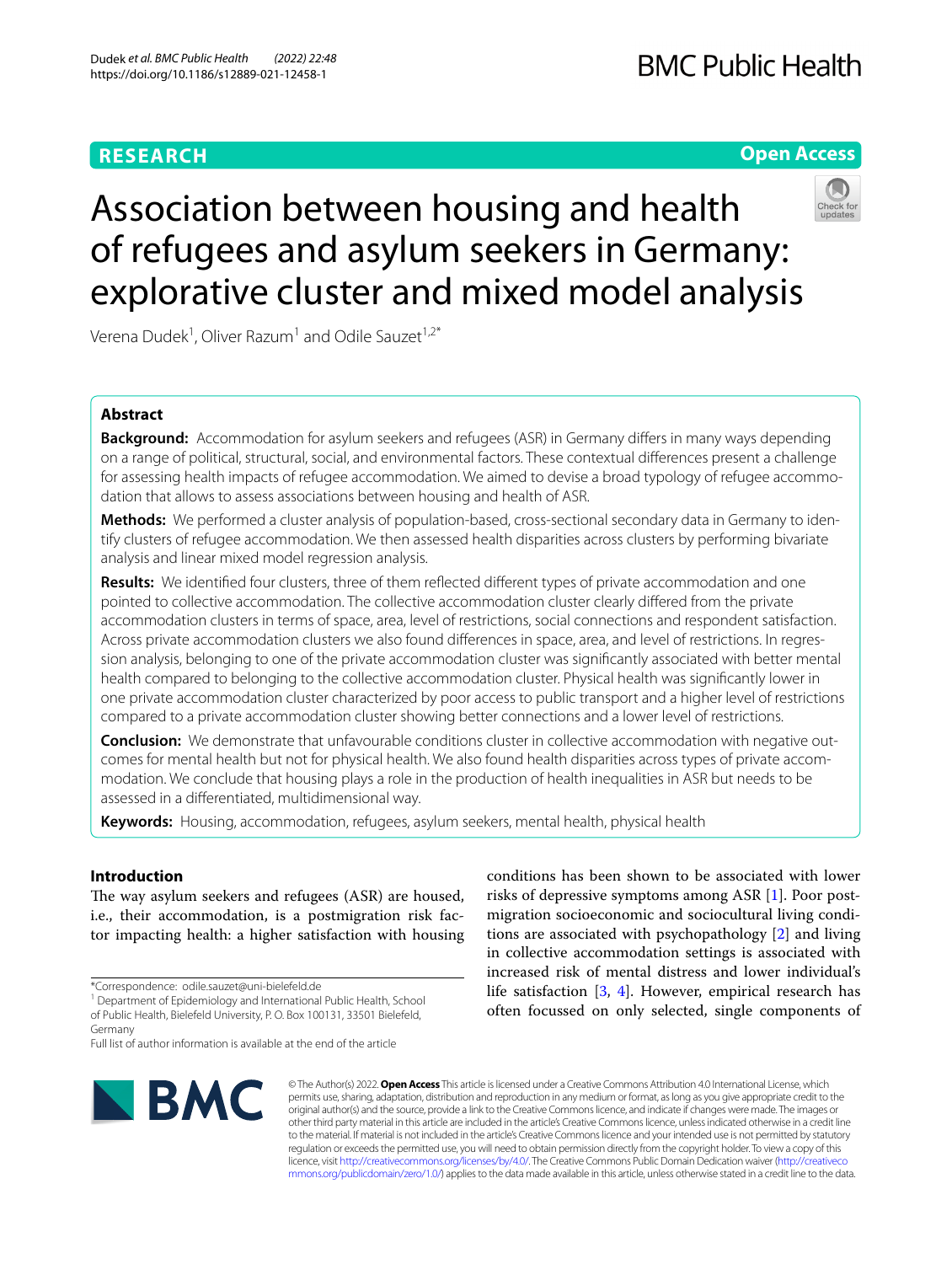**RESEARCH** | **Open Access**

# Association between housing and health of refugees and asylum seekers in Germany: explorative cluster and mixed model analysis

Verena Dudek[1], Oliver Razum[1] and Odile Sauzet[1,2*]

## Abstract

**Background:** Accommodation for asylum seekers and refugees (ASR) in Germany differs in many ways depending on a range of political, structural, social, and environmental factors. These contextual differences present a challenge for assessing health impacts of refugee accommodation. We aimed to devise a broad typology of refugee accommodation that allows to assess associations between housing and health of ASR.

**Methods:** We performed a cluster analysis of population-based, cross-sectional secondary data in Germany to identify clusters of refugee accommodation. We then assessed health disparities across clusters by performing bivariate analysis and linear mixed model regression analysis.

**Results:** We identified four clusters, three of them reflected different types of private accommodation and one pointed to collective accommodation. The collective accommodation cluster clearly differed from the private accommodation clusters in terms of space, area, level of restrictions, social connections and respondent satisfaction. Across private accommodation clusters we also found differences in space, area, and level of restrictions. In regression analysis, belonging to one of the private accommodation cluster was significantly associated with better mental health compared to belonging to the collective accommodation cluster. Physical health was significantly lower in one private accommodation cluster characterized by poor access to public transport and a higher level of restrictions compared to a private accommodation cluster showing better connections and a lower level of restrictions.

**Conclusion:** We demonstrate that unfavourable conditions cluster in collective accommodation with negative outcomes for mental health but not for physical health. We also found health disparities across types of private accommodation. We conclude that housing plays a role in the production of health inequalities in ASR but needs to be assessed in a differentiated, multidimensional way.

**Keywords:** Housing, accommodation, refugees, asylum seekers, mental health, physical health

## Introduction

The way asylum seekers and refugees (ASR) are housed, i.e., their accommodation, is a postmigration risk factor impacting health: a higher satisfaction with housing conditions has been shown to be associated with lower risks of depressive symptoms among ASR [1]. Poor postmigration socioeconomic and sociocultural living conditions are associated with psychopathology [2] and living in collective accommodation settings is associated with increased risk of mental distress and lower individual's life satisfaction [3, 4]. However, empirical research has often focussed on only selected, single components of

*Correspondence: odile.sauzet@uni-bielefeld.de

[1] Department of Epidemiology and International Public Health, School of Public Health, Bielefeld University, P. O. Box 100131, 33501 Bielefeld, Germany

Full list of author information is available at the end of the article

© The Author(s) 2022. **Open Access** This article is licensed under a Creative Commons Attribution 4.0 International License, which permits use, sharing, adaptation, distribution and reproduction in any medium or format, as long as you give appropriate credit to the original author(s) and the source, provide a link to the Creative Commons licence, and indicate if changes were made. The images or other third party material in this article are included in the article's Creative Commons licence, unless indicated otherwise in a credit line to the material. If material is not included in the article's Creative Commons licence and your intended use is not permitted by statutory regulation or exceeds the permitted use, you will need to obtain permission directly from the copyright holder. To view a copy of this licence, visit http://creativecommons.org/licenses/by/4.0/. The Creative Commons Public Domain Dedication waiver (http://creativecommons.org/publicdomain/zero/1.0/) applies to the data made available in this article, unless otherwise stated in a credit line to the data.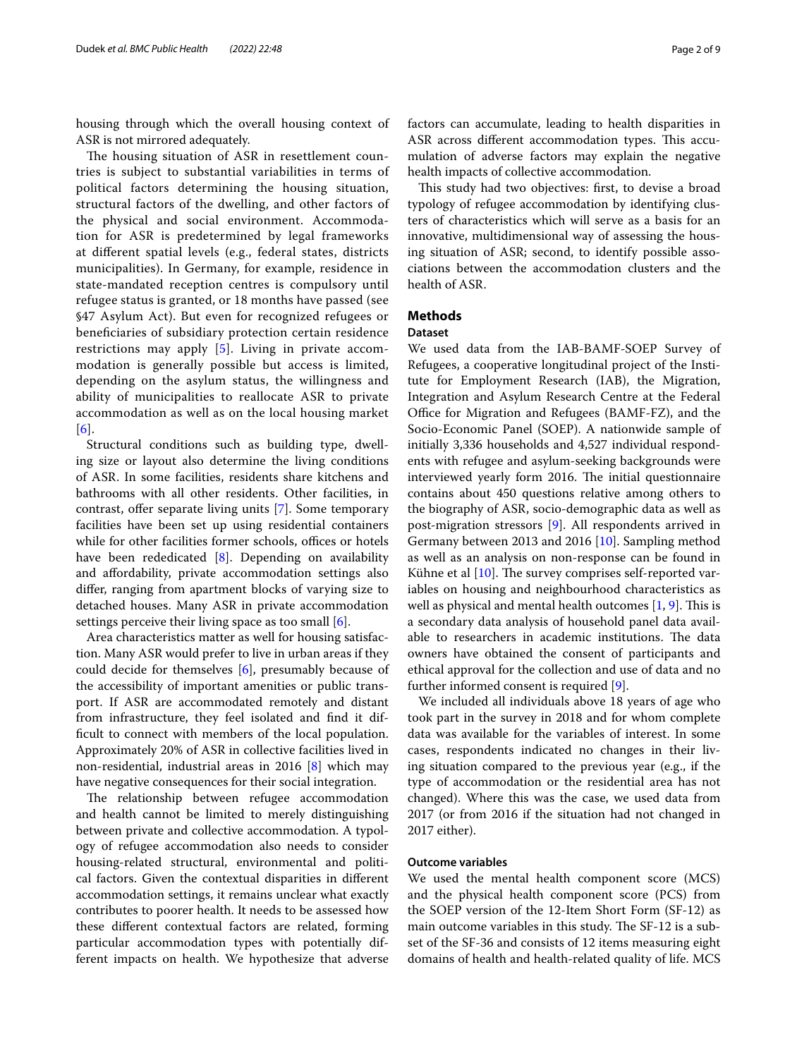housing through which the overall housing context of ASR is not mirrored adequately.

The housing situation of ASR in resettlement countries is subject to substantial variabilities in terms of political factors determining the housing situation, structural factors of the dwelling, and other factors of the physical and social environment. Accommodation for ASR is predetermined by legal frameworks at different spatial levels (e.g., federal states, districts municipalities). In Germany, for example, residence in state-mandated reception centres is compulsory until refugee status is granted, or 18 months have passed (see §47 Asylum Act). But even for recognized refugees or beneficiaries of subsidiary protection certain residence restrictions may apply [5]. Living in private accommodation is generally possible but access is limited, depending on the asylum status, the willingness and ability of municipalities to reallocate ASR to private accommodation as well as on the local housing market [6].

Structural conditions such as building type, dwelling size or layout also determine the living conditions of ASR. In some facilities, residents share kitchens and bathrooms with all other residents. Other facilities, in contrast, offer separate living units [7]. Some temporary facilities have been set up using residential containers while for other facilities former schools, offices or hotels have been rededicated [8]. Depending on availability and affordability, private accommodation settings also differ, ranging from apartment blocks of varying size to detached houses. Many ASR in private accommodation settings perceive their living space as too small [6].

Area characteristics matter as well for housing satisfaction. Many ASR would prefer to live in urban areas if they could decide for themselves [6], presumably because of the accessibility of important amenities or public transport. If ASR are accommodated remotely and distant from infrastructure, they feel isolated and find it difficult to connect with members of the local population. Approximately 20% of ASR in collective facilities lived in non-residential, industrial areas in 2016 [8] which may have negative consequences for their social integration.

The relationship between refugee accommodation and health cannot be limited to merely distinguishing between private and collective accommodation. A typology of refugee accommodation also needs to consider housing-related structural, environmental and political factors. Given the contextual disparities in different accommodation settings, it remains unclear what exactly contributes to poorer health. It needs to be assessed how these different contextual factors are related, forming particular accommodation types with potentially different impacts on health. We hypothesize that adverse factors can accumulate, leading to health disparities in ASR across different accommodation types. This accumulation of adverse factors may explain the negative health impacts of collective accommodation.

This study had two objectives: first, to devise a broad typology of refugee accommodation by identifying clusters of characteristics which will serve as a basis for an innovative, multidimensional way of assessing the housing situation of ASR; second, to identify possible associations between the accommodation clusters and the health of ASR.

## Methods

### Dataset

We used data from the IAB-BAMF-SOEP Survey of Refugees, a cooperative longitudinal project of the Institute for Employment Research (IAB), the Migration, Integration and Asylum Research Centre at the Federal Office for Migration and Refugees (BAMF-FZ), and the Socio-Economic Panel (SOEP). A nationwide sample of initially 3,336 households and 4,527 individual respondents with refugee and asylum-seeking backgrounds were interviewed yearly form 2016. The initial questionnaire contains about 450 questions relative among others to the biography of ASR, socio-demographic data as well as post-migration stressors [9]. All respondents arrived in Germany between 2013 and 2016 [10]. Sampling method as well as an analysis on non-response can be found in Kühne et al [10]. The survey comprises self-reported variables on housing and neighbourhood characteristics as well as physical and mental health outcomes [1, 9]. This is a secondary data analysis of household panel data available to researchers in academic institutions. The data owners have obtained the consent of participants and ethical approval for the collection and use of data and no further informed consent is required [9].

We included all individuals above 18 years of age who took part in the survey in 2018 and for whom complete data was available for the variables of interest. In some cases, respondents indicated no changes in their living situation compared to the previous year (e.g., if the type of accommodation or the residential area has not changed). Where this was the case, we used data from 2017 (or from 2016 if the situation had not changed in 2017 either).

### Outcome variables

We used the mental health component score (MCS) and the physical health component score (PCS) from the SOEP version of the 12-Item Short Form (SF-12) as main outcome variables in this study. The SF-12 is a subset of the SF-36 and consists of 12 items measuring eight domains of health and health-related quality of life. MCS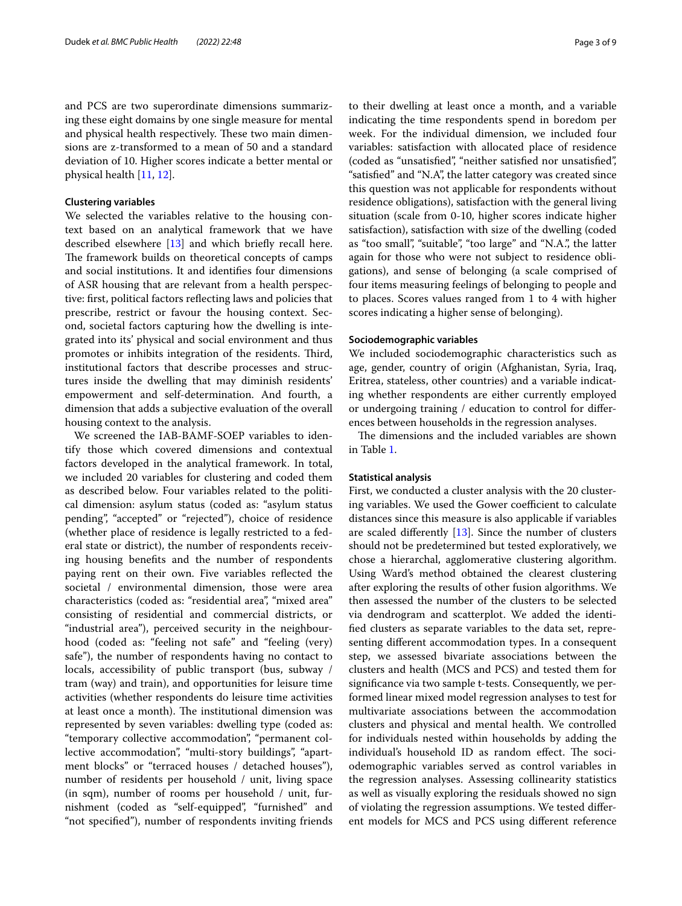and PCS are two superordinate dimensions summarizing these eight domains by one single measure for mental and physical health respectively. These two main dimensions are z-transformed to a mean of 50 and a standard deviation of 10. Higher scores indicate a better mental or physical health [11, 12].

### Clustering variables

We selected the variables relative to the housing context based on an analytical framework that we have described elsewhere [13] and which briefly recall here. The framework builds on theoretical concepts of camps and social institutions. It and identifies four dimensions of ASR housing that are relevant from a health perspective: first, political factors reflecting laws and policies that prescribe, restrict or favour the housing context. Second, societal factors capturing how the dwelling is integrated into its' physical and social environment and thus promotes or inhibits integration of the residents. Third, institutional factors that describe processes and structures inside the dwelling that may diminish residents' empowerment and self-determination. And fourth, a dimension that adds a subjective evaluation of the overall housing context to the analysis.

We screened the IAB-BAMF-SOEP variables to identify those which covered dimensions and contextual factors developed in the analytical framework. In total, we included 20 variables for clustering and coded them as described below. Four variables related to the political dimension: asylum status (coded as: "asylum status pending", "accepted" or "rejected"), choice of residence (whether place of residence is legally restricted to a federal state or district), the number of respondents receiving housing benefits and the number of respondents paying rent on their own. Five variables reflected the societal / environmental dimension, those were area characteristics (coded as: "residential area", "mixed area" consisting of residential and commercial districts, or "industrial area"), perceived security in the neighbourhood (coded as: "feeling not safe" and "feeling (very) safe"), the number of respondents having no contact to locals, accessibility of public transport (bus, subway / tram (way) and train), and opportunities for leisure time activities (whether respondents do leisure time activities at least once a month). The institutional dimension was represented by seven variables: dwelling type (coded as: "temporary collective accommodation", "permanent collective accommodation", "multi-story buildings", "apartment blocks" or "terraced houses / detached houses"), number of residents per household / unit, living space (in sqm), number of rooms per household / unit, furnishment (coded as "self-equipped", "furnished" and "not specified"), number of respondents inviting friends to their dwelling at least once a month, and a variable indicating the time respondents spend in boredom per week. For the individual dimension, we included four variables: satisfaction with allocated place of residence (coded as "unsatisfied", "neither satisfied nor unsatisfied", "satisfied" and "N.A", the latter category was created since this question was not applicable for respondents without residence obligations), satisfaction with the general living situation (scale from 0-10, higher scores indicate higher satisfaction), satisfaction with size of the dwelling (coded as "too small", "suitable", "too large" and "N.A.", the latter again for those who were not subject to residence obligations), and sense of belonging (a scale comprised of four items measuring feelings of belonging to people and to places. Scores values ranged from 1 to 4 with higher scores indicating a higher sense of belonging).

### Sociodemographic variables

We included sociodemographic characteristics such as age, gender, country of origin (Afghanistan, Syria, Iraq, Eritrea, stateless, other countries) and a variable indicating whether respondents are either currently employed or undergoing training / education to control for differences between households in the regression analyses.

The dimensions and the included variables are shown in Table 1.

### Statistical analysis

First, we conducted a cluster analysis with the 20 clustering variables. We used the Gower coefficient to calculate distances since this measure is also applicable if variables are scaled differently [13]. Since the number of clusters should not be predetermined but tested exploratively, we chose a hierarchal, agglomerative clustering algorithm. Using Ward's method obtained the clearest clustering after exploring the results of other fusion algorithms. We then assessed the number of the clusters to be selected via dendrogram and scatterplot. We added the identified clusters as separate variables to the data set, representing different accommodation types. In a consequent step, we assessed bivariate associations between the clusters and health (MCS and PCS) and tested them for significance via two sample t-tests. Consequently, we performed linear mixed model regression analyses to test for multivariate associations between the accommodation clusters and physical and mental health. We controlled for individuals nested within households by adding the individual's household ID as random effect. The sociodemographic variables served as control variables in the regression analyses. Assessing collinearity statistics as well as visually exploring the residuals showed no sign of violating the regression assumptions. We tested different models for MCS and PCS using different reference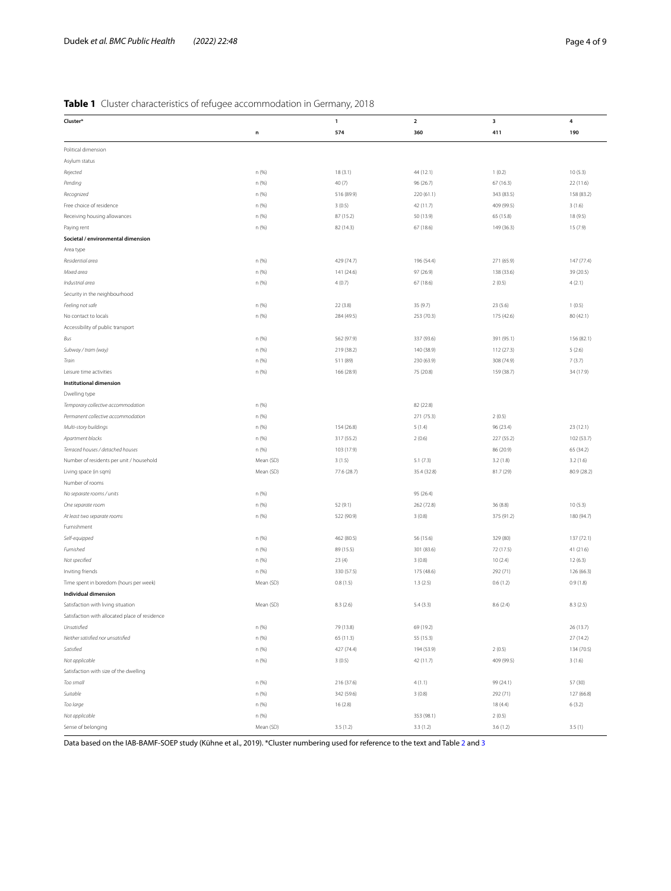**Table 1** Cluster characteristics of refugee accommodation in Germany, 2018

| **Cluster*** | | **1** | **2** | **3** | **4** |
|---|---|---|---|---|---|
| | **n** | **574** | **360** | **411** | **190** |
| Political dimension | | | | | |
| Asylum status | | | | | |
| *Rejected* | n (%) | 18 (3.1) | 44 (12.1) | 1 (0.2) | 10 (5.3) |
| *Pending* | n (%) | 40 (7) | 96 (26.7) | 67 (16.3) | 22 (11.6) |
| *Recognized* | n (%) | 516 (89.9) | 220 (61.1) | 343 (83.5) | 158 (83.2) |
| Free choice of residence | n (%) | 3 (0.5) | 42 (11.7) | 409 (99.5) | 3 (1.6) |
| Receiving housing allowances | n (%) | 87 (15.2) | 50 (13.9) | 65 (15.8) | 18 (9.5) |
| Paying rent | n (%) | 82 (14.3) | 67 (18.6) | 149 (36.3) | 15 (7.9) |
| **Societal / environmental dimension** | | | | | |
| Area type | | | | | |
| *Residential area* | n (%) | 429 (74.7) | 196 (54.4) | 271 (65.9) | 147 (77.4) |
| *Mixed area* | n (%) | 141 (24.6) | 97 (26.9) | 138 (33.6) | 39 (20.5) |
| *Industrial area* | n (%) | 4 (0.7) | 67 (18.6) | 2 (0.5) | 4 (2.1) |
| Security in the neighbourhood | | | | | |
| *Feeling not safe* | n (%) | 22 (3.8) | 35 (9.7) | 23 (5.6) | 1 (0.5) |
| No contact to locals | n (%) | 284 (49.5) | 253 (70.3) | 175 (42.6) | 80 (42.1) |
| Accessibility of public transport | | | | | |
| *Bus* | n (%) | 562 (97.9) | 337 (93.6) | 391 (95.1) | 156 (82.1) |
| *Subway / tram (way)* | n (%) | 219 (38.2) | 140 (38.9) | 112 (27.3) | 5 (2.6) |
| *Train* | n (%) | 511 (89) | 230 (63.9) | 308 (74.9) | 7 (3.7) |
| Leisure time activities | n (%) | 166 (28.9) | 75 (20.8) | 159 (38.7) | 34 (17.9) |
| **Institutional dimension** | | | | | |
| Dwelling type | | | | | |
| *Temporary collective accommodation* | n (%) | | 82 (22.8) | | |
| *Permanent collective accommodation* | n (%) | | 271 (75.3) | 2 (0.5) | |
| *Multi-story buildings* | n (%) | 154 (26.8) | 5 (1.4) | 96 (23.4) | 23 (12.1) |
| *Apartment blocks* | n (%) | 317 (55.2) | 2 (0.6) | 227 (55.2) | 102 (53.7) |
| *Terraced houses / detached houses* | n (%) | 103 (17.9) | | 86 (20.9) | 65 (34.2) |
| Number of residents per unit / household | Mean (SD) | 3 (1.5) | 5.1 (7.3) | 3.2 (1.8) | 3.2 (1.6) |
| Living space (in sqm) | Mean (SD) | 77.6 (28.7) | 35.4 (32.8) | 81.7 (29) | 80.9 (28.2) |
| Number of rooms | | | | | |
| *No separate rooms / units* | n (%) | | 95 (26.4) | | |
| *One separate room* | n (%) | 52 (9.1) | 262 (72.8) | 36 (8.8) | 10 (5.3) |
| *At least two separate rooms* | n (%) | 522 (90.9) | 3 (0.8) | 375 (91.2) | 180 (94.7) |
| Furnishment | | | | | |
| *Self-equipped* | n (%) | 462 (80.5) | 56 (15.6) | 329 (80) | 137 (72.1) |
| *Furnished* | n (%) | 89 (15.5) | 301 (83.6) | 72 (17.5) | 41 (21.6) |
| *Not specified* | n (%) | 23 (4) | 3 (0.8) | 10 (2.4) | 12 (6.3) |
| Inviting friends | n (%) | 330 (57.5) | 175 (48.6) | 292 (71) | 126 (66.3) |
| Time spent in boredom (hours per week) | Mean (SD) | 0.8 (1.5) | 1.3 (2.5) | 0.6 (1.2) | 0.9 (1.8) |
| **Individual dimension** | | | | | |
| Satisfaction with living situation | Mean (SD) | 8.3 (2.6) | 5.4 (3.3) | 8.6 (2.4) | 8.3 (2.5) |
| Satisfaction with allocated place of residence | | | | | |
| *Unsatisfied* | n (%) | 79 (13.8) | 69 (19.2) | | 26 (13.7) |
| *Neither satisfied nor unsatisfied* | n (%) | 65 (11.3) | 55 (15.3) | | 27 (14.2) |
| *Satisfied* | n (%) | 427 (74.4) | 194 (53.9) | 2 (0.5) | 134 (70.5) |
| *Not applicable* | n (%) | 3 (0.5) | 42 (11.7) | 409 (99.5) | 3 (1.6) |
| Satisfaction with size of the dwelling | | | | | |
| *Too small* | n (%) | 216 (37.6) | 4 (1.1) | 99 (24.1) | 57 (30) |
| *Suitable* | n (%) | 342 (59.6) | 3 (0.8) | 292 (71) | 127 (66.8) |
| *Too large* | n (%) | 16 (2.8) | | 18 (4.4) | 6 (3.2) |
| *Not applicable* | n (%) | | 353 (98.1) | 2 (0.5) | |
| Sense of belonging | Mean (SD) | 3.5 (1.2) | 3.3 (1.2) | 3.6 (1.2) | 3.5 (1) |

Data based on the IAB-BAMF-SOEP study (Kühne et al., 2019). *Cluster numbering used for reference to the text and Table 2 and 3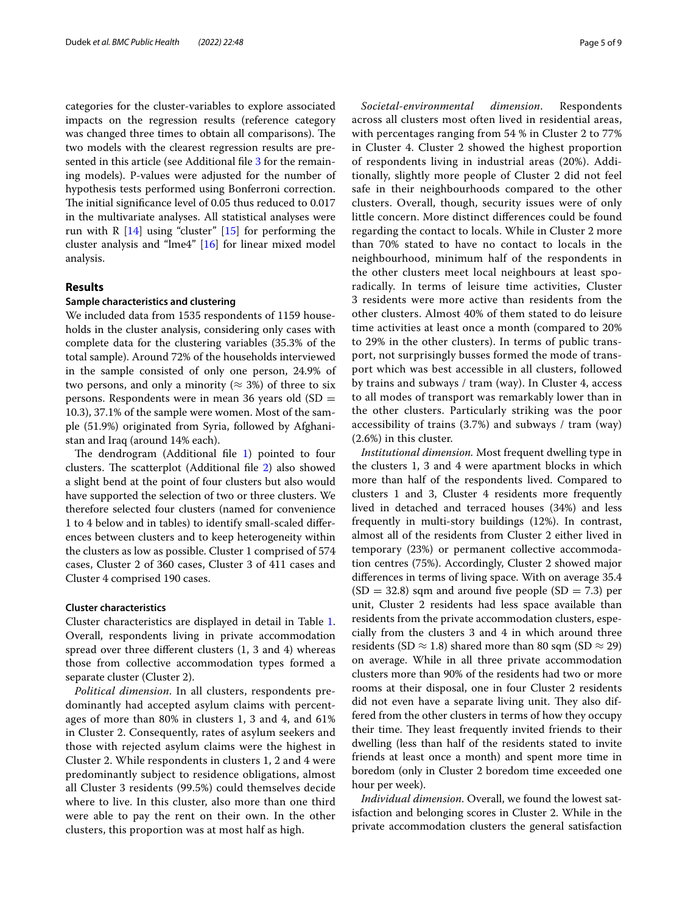categories for the cluster-variables to explore associated impacts on the regression results (reference category was changed three times to obtain all comparisons). The two models with the clearest regression results are presented in this article (see Additional file 3 for the remaining models). P-values were adjusted for the number of hypothesis tests performed using Bonferroni correction. The initial significance level of 0.05 thus reduced to 0.017 in the multivariate analyses. All statistical analyses were run with R [14] using "cluster" [15] for performing the cluster analysis and "lme4" [16] for linear mixed model analysis.

## Results

### Sample characteristics and clustering

We included data from 1535 respondents of 1159 households in the cluster analysis, considering only cases with complete data for the clustering variables (35.3% of the total sample). Around 72% of the households interviewed in the sample consisted of only one person, 24.9% of two persons, and only a minority ($\approx$ 3%) of three to six persons. Respondents were in mean 36 years old (SD = 10.3), 37.1% of the sample were women. Most of the sample (51.9%) originated from Syria, followed by Afghanistan and Iraq (around 14% each).

The dendrogram (Additional file 1) pointed to four clusters. The scatterplot (Additional file 2) also showed a slight bend at the point of four clusters but also would have supported the selection of two or three clusters. We therefore selected four clusters (named for convenience 1 to 4 below and in tables) to identify small-scaled differences between clusters and to keep heterogeneity within the clusters as low as possible. Cluster 1 comprised of 574 cases, Cluster 2 of 360 cases, Cluster 3 of 411 cases and Cluster 4 comprised 190 cases.

### Cluster characteristics

Cluster characteristics are displayed in detail in Table 1. Overall, respondents living in private accommodation spread over three different clusters (1, 3 and 4) whereas those from collective accommodation types formed a separate cluster (Cluster 2).

*Political dimension*. In all clusters, respondents predominantly had accepted asylum claims with percentages of more than 80% in clusters 1, 3 and 4, and 61% in Cluster 2. Consequently, rates of asylum seekers and those with rejected asylum claims were the highest in Cluster 2. While respondents in clusters 1, 2 and 4 were predominantly subject to residence obligations, almost all Cluster 3 residents (99.5%) could themselves decide where to live. In this cluster, also more than one third were able to pay the rent on their own. In the other clusters, this proportion was at most half as high.

*Societal-environmental dimension*. Respondents across all clusters most often lived in residential areas, with percentages ranging from 54 % in Cluster 2 to 77% in Cluster 4. Cluster 2 showed the highest proportion of respondents living in industrial areas (20%). Additionally, slightly more people of Cluster 2 did not feel safe in their neighbourhoods compared to the other clusters. Overall, though, security issues were of only little concern. More distinct differences could be found regarding the contact to locals. While in Cluster 2 more than 70% stated to have no contact to locals in the neighbourhood, minimum half of the respondents in the other clusters meet local neighbours at least sporadically. In terms of leisure time activities, Cluster 3 residents were more active than residents from the other clusters. Almost 40% of them stated to do leisure time activities at least once a month (compared to 20% to 29% in the other clusters). In terms of public transport, not surprisingly busses formed the mode of transport which was best accessible in all clusters, followed by trains and subways / tram (way). In Cluster 4, access to all modes of transport was remarkably lower than in the other clusters. Particularly striking was the poor accessibility of trains (3.7%) and subways / tram (way) (2.6%) in this cluster.

*Institutional dimension.* Most frequent dwelling type in the clusters 1, 3 and 4 were apartment blocks in which more than half of the respondents lived. Compared to clusters 1 and 3, Cluster 4 residents more frequently lived in detached and terraced houses (34%) and less frequently in multi-story buildings (12%). In contrast, almost all of the residents from Cluster 2 either lived in temporary (23%) or permanent collective accommodation centres (75%). Accordingly, Cluster 2 showed major differences in terms of living space. With on average 35.4 (SD = 32.8) sqm and around five people (SD = 7.3) per unit, Cluster 2 residents had less space available than residents from the private accommodation clusters, especially from the clusters 3 and 4 in which around three residents (SD $\approx$ 1.8) shared more than 80 sqm (SD $\approx$ 29) on average. While in all three private accommodation clusters more than 90% of the residents had two or more rooms at their disposal, one in four Cluster 2 residents did not even have a separate living unit. They also differed from the other clusters in terms of how they occupy their time. They least frequently invited friends to their dwelling (less than half of the residents stated to invite friends at least once a month) and spent more time in boredom (only in Cluster 2 boredom time exceeded one hour per week).

*Individual dimension*. Overall, we found the lowest satisfaction and belonging scores in Cluster 2. While in the private accommodation clusters the general satisfaction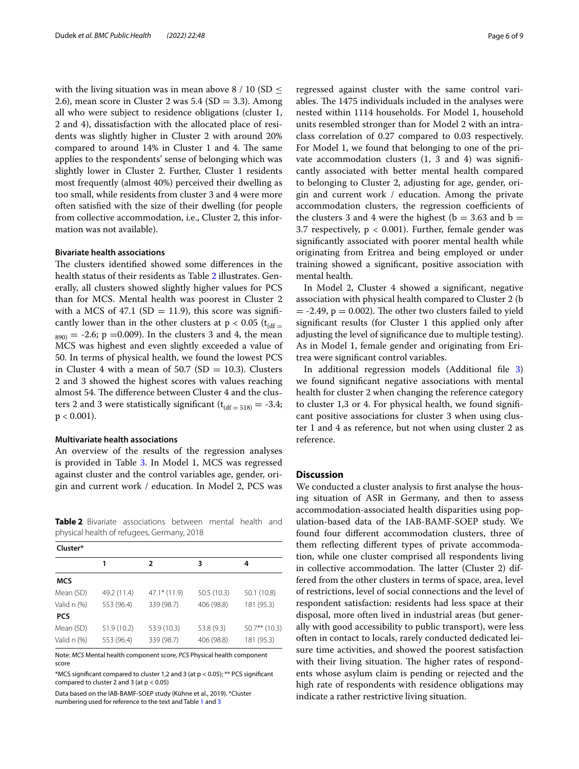with the living situation was in mean above 8 / 10 (SD $\leq$ 2.6), mean score in Cluster 2 was 5.4 (SD = 3.3). Among all who were subject to residence obligations (cluster 1, 2 and 4), dissatisfaction with the allocated place of residents was slightly higher in Cluster 2 with around 20% compared to around 14% in Cluster 1 and 4. The same applies to the respondents' sense of belonging which was slightly lower in Cluster 2. Further, Cluster 1 residents most frequently (almost 40%) perceived their dwelling as too small, while residents from cluster 3 and 4 were more often satisfied with the size of their dwelling (for people from collective accommodation, i.e., Cluster 2, this information was not available).

### Bivariate health associations

The clusters identified showed some differences in the health status of their residents as Table 2 illustrates. Generally, all clusters showed slightly higher values for PCS than for MCS. Mental health was poorest in Cluster 2 with a MCS of 47.1 (SD = 11.9), this score was significantly lower than in the other clusters at $p < 0.05$ ($t_{(df = 890)} = -2.6$; $p = 0.009$). In the clusters 3 and 4, the mean MCS was highest and even slightly exceeded a value of 50. In terms of physical health, we found the lowest PCS in Cluster 4 with a mean of 50.7 (SD = 10.3). Clusters 2 and 3 showed the highest scores with values reaching almost 54. The difference between Cluster 4 and the clusters 2 and 3 were statistically significant ($t_{(df = 518)} = -3.4$; $p < 0.001$).

### Multivariate health associations

An overview of the results of the regression analyses is provided in Table 3. In Model 1, MCS was regressed against cluster and the control variables age, gender, origin and current work / education. In Model 2, PCS was regressed against cluster with the same control variables. The 1475 individuals included in the analyses were nested within 1114 households. For Model 1, household units resembled stronger than for Model 2 with an intraclass correlation of 0.27 compared to 0.03 respectively. For Model 1, we found that belonging to one of the private accommodation clusters (1, 3 and 4) was significantly associated with better mental health compared to belonging to Cluster 2, adjusting for age, gender, origin and current work / education. Among the private accommodation clusters, the regression coefficients of the clusters 3 and 4 were the highest (b = 3.63 and b = 3.7 respectively, $p < 0.001$). Further, female gender was significantly associated with poorer mental health while originating from Eritrea and being employed or under training showed a significant, positive association with mental health.

In Model 2, Cluster 4 showed a significant, negative association with physical health compared to Cluster 2 (b = -2.49, $p = 0.002$). The other two clusters failed to yield significant results (for Cluster 1 this applied only after adjusting the level of significance due to multiple testing). As in Model 1, female gender and originating from Eritrea were significant control variables.

In additional regression models (Additional file 3) we found significant negative associations with mental health for cluster 2 when changing the reference category to cluster 1,3 or 4. For physical health, we found significant positive associations for cluster 3 when using cluster 1 and 4 as reference, but not when using cluster 2 as reference.

**Table 2** Bivariate associations between mental health and physical health of refugees, Germany, 2018

| Cluster* | | | | |
|---|---|---|---|---|
| | 1 | 2 | 3 | 4 |
| **MCS** | | | | |
| Mean (SD) | 49.2 (11.4) | 47.1* (11.9) | 50.5 (10.3) | 50.1 (10.8) |
| Valid n (%) | 553 (96.4) | 339 (98.7) | 406 (98.8) | 181 (95.3) |
| **PCS** | | | | |
| Mean (SD) | 51.9 (10.2) | 53.9 (10.3) | 53.8 (9.3) | 50.7** (10.3) |
| Valid n (%) | 553 (96.4) | 339 (98.7) | 406 (98.8) | 181 (95.3) |

Note: *MCS* Mental health component score, *PCS* Physical health component score

*MCS significant compared to cluster 1,2 and 3 (at p < 0.05); ** PCS significant compared to cluster 2 and 3 (at p < 0.05)

Data based on the IAB-BAMF-SOEP study (Kühne et al., 2019). *Cluster numbering used for reference to the text and Table 1 and 3

## Discussion

We conducted a cluster analysis to first analyse the housing situation of ASR in Germany, and then to assess accommodation-associated health disparities using population-based data of the IAB-BAMF-SOEP study. We found four different accommodation clusters, three of them reflecting different types of private accommodation, while one cluster comprised all respondents living in collective accommodation. The latter (Cluster 2) differed from the other clusters in terms of space, area, level of restrictions, level of social connections and the level of respondent satisfaction: residents had less space at their disposal, more often lived in industrial areas (but generally with good accessibility to public transport), were less often in contact to locals, rarely conducted dedicated leisure time activities, and showed the poorest satisfaction with their living situation. The higher rates of respondents whose asylum claim is pending or rejected and the high rate of respondents with residence obligations may indicate a rather restrictive living situation.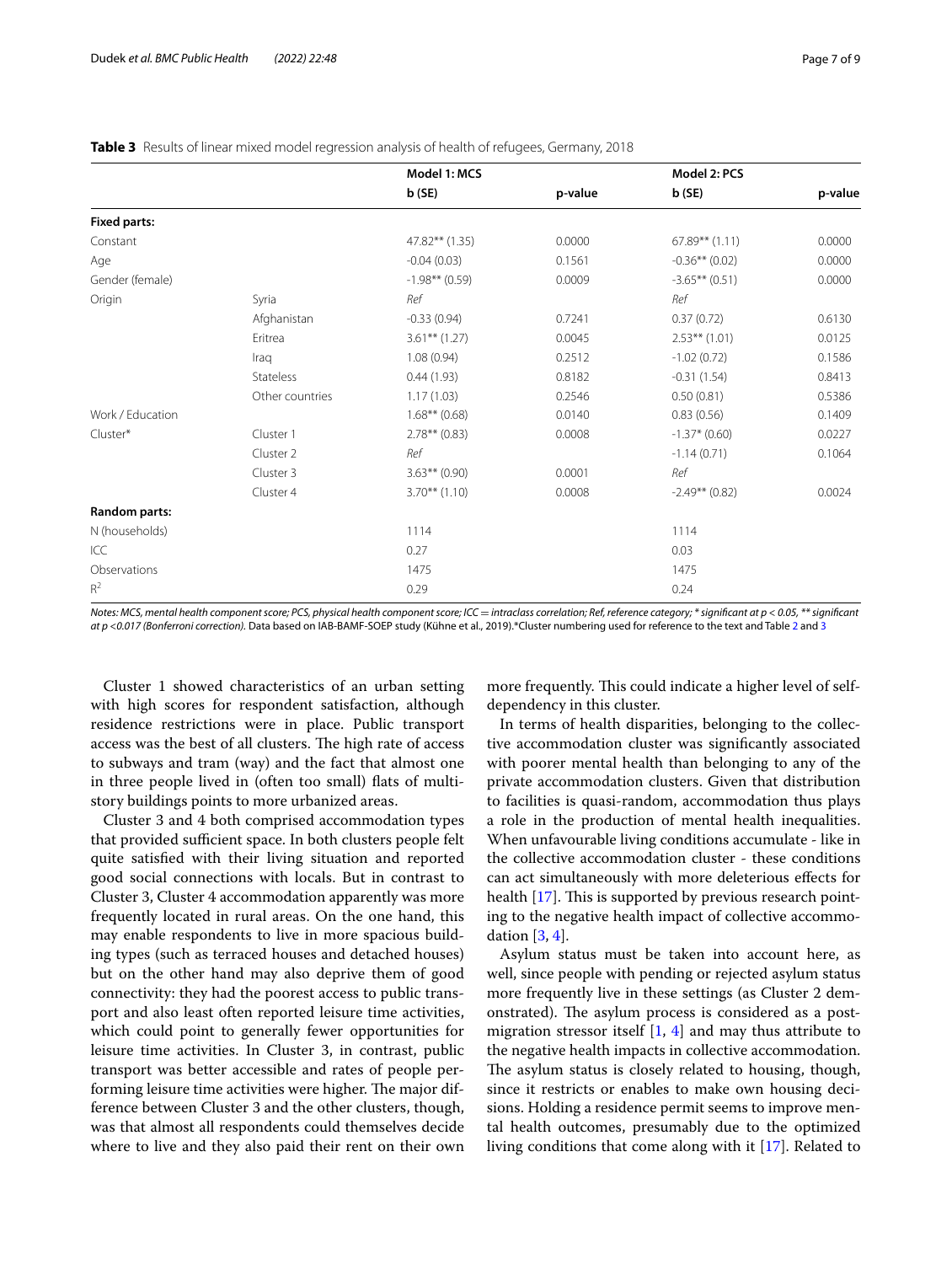**Table 3** Results of linear mixed model regression analysis of health of refugees, Germany, 2018

| | | Model 1: MCS | | Model 2: PCS | |
|---|---|---|---|---|---|
| | | b (SE) | p-value | b (SE) | p-value |
| **Fixed parts:** | | | | | |
| Constant | | 47.82** (1.35) | 0.0000 | 67.89** (1.11) | 0.0000 |
| Age | | -0.04 (0.03) | 0.1561 | -0.36** (0.02) | 0.0000 |
| Gender (female) | | -1.98** (0.59) | 0.0009 | -3.65** (0.51) | 0.0000 |
| Origin | Syria | *Ref* | | *Ref* | |
| | Afghanistan | -0.33 (0.94) | 0.7241 | 0.37 (0.72) | 0.6130 |
| | Eritrea | 3.61** (1.27) | 0.0045 | 2.53** (1.01) | 0.0125 |
| | Iraq | 1.08 (0.94) | 0.2512 | -1.02 (0.72) | 0.1586 |
| | Stateless | 0.44 (1.93) | 0.8182 | -0.31 (1.54) | 0.8413 |
| | Other countries | 1.17 (1.03) | 0.2546 | 0.50 (0.81) | 0.5386 |
| Work / Education | | 1.68** (0.68) | 0.0140 | 0.83 (0.56) | 0.1409 |
| Cluster* | Cluster 1 | 2.78** (0.83) | 0.0008 | -1.37* (0.60) | 0.0227 |
| | Cluster 2 | *Ref* | | -1.14 (0.71) | 0.1064 |
| | Cluster 3 | 3.63** (0.90) | 0.0001 | *Ref* | |
| | Cluster 4 | 3.70** (1.10) | 0.0008 | -2.49** (0.82) | 0.0024 |
| **Random parts:** | | | | | |
| N (households) | | 1114 | | 1114 | |
| ICC | | 0.27 | | 0.03 | |
| Observations | | 1475 | | 1475 | |
| $R^2$ | | 0.29 | | 0.24 | |

*Notes: MCS, mental health component score; PCS, physical health component score; ICC = intraclass correlation; Ref, reference category; * significant at p < 0.05, ** significant at p <0.017 (Bonferroni correction).* Data based on IAB-BAMF-SOEP study (Kühne et al., 2019).*Cluster numbering used for reference to the text and Table 2 and 3

Cluster 1 showed characteristics of an urban setting with high scores for respondent satisfaction, although residence restrictions were in place. Public transport access was the best of all clusters. The high rate of access to subways and tram (way) and the fact that almost one in three people lived in (often too small) flats of multi-story buildings points to more urbanized areas.

Cluster 3 and 4 both comprised accommodation types that provided sufficient space. In both clusters people felt quite satisfied with their living situation and reported good social connections with locals. But in contrast to Cluster 3, Cluster 4 accommodation apparently was more frequently located in rural areas. On the one hand, this may enable respondents to live in more spacious building types (such as terraced houses and detached houses) but on the other hand may also deprive them of good connectivity: they had the poorest access to public transport and also least often reported leisure time activities, which could point to generally fewer opportunities for leisure time activities. In Cluster 3, in contrast, public transport was better accessible and rates of people performing leisure time activities were higher. The major difference between Cluster 3 and the other clusters, though, was that almost all respondents could themselves decide where to live and they also paid their rent on their own more frequently. This could indicate a higher level of self-dependency in this cluster.

In terms of health disparities, belonging to the collective accommodation cluster was significantly associated with poorer mental health than belonging to any of the private accommodation clusters. Given that distribution to facilities is quasi-random, accommodation thus plays a role in the production of mental health inequalities. When unfavourable living conditions accumulate - like in the collective accommodation cluster - these conditions can act simultaneously with more deleterious effects for health [17]. This is supported by previous research pointing to the negative health impact of collective accommodation [3, 4].

Asylum status must be taken into account here, as well, since people with pending or rejected asylum status more frequently live in these settings (as Cluster 2 demonstrated). The asylum process is considered as a post-migration stressor itself [1, 4] and may thus attribute to the negative health impacts in collective accommodation. The asylum status is closely related to housing, though, since it restricts or enables to make own housing decisions. Holding a residence permit seems to improve mental health outcomes, presumably due to the optimized living conditions that come along with it [17]. Related to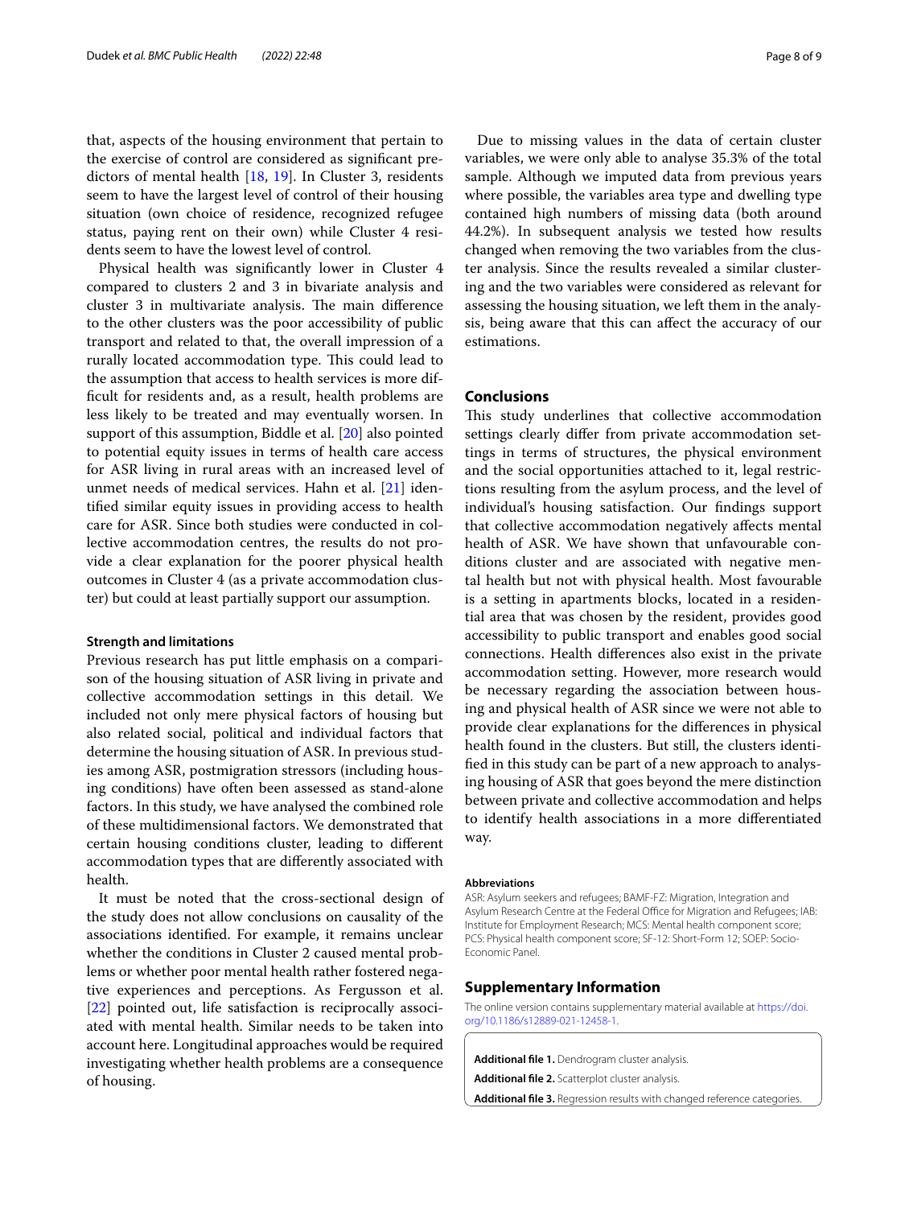that, aspects of the housing environment that pertain to the exercise of control are considered as significant predictors of mental health [18, 19]. In Cluster 3, residents seem to have the largest level of control of their housing situation (own choice of residence, recognized refugee status, paying rent on their own) while Cluster 4 residents seem to have the lowest level of control.

Physical health was significantly lower in Cluster 4 compared to clusters 2 and 3 in bivariate analysis and cluster 3 in multivariate analysis. The main difference to the other clusters was the poor accessibility of public transport and related to that, the overall impression of a rurally located accommodation type. This could lead to the assumption that access to health services is more difficult for residents and, as a result, health problems are less likely to be treated and may eventually worsen. In support of this assumption, Biddle et al. [20] also pointed to potential equity issues in terms of health care access for ASR living in rural areas with an increased level of unmet needs of medical services. Hahn et al. [21] identified similar equity issues in providing access to health care for ASR. Since both studies were conducted in collective accommodation centres, the results do not provide a clear explanation for the poorer physical health outcomes in Cluster 4 (as a private accommodation cluster) but could at least partially support our assumption.

### Strength and limitations

Previous research has put little emphasis on a comparison of the housing situation of ASR living in private and collective accommodation settings in this detail. We included not only mere physical factors of housing but also related social, political and individual factors that determine the housing situation of ASR. In previous studies among ASR, postmigration stressors (including housing conditions) have often been assessed as stand-alone factors. In this study, we have analysed the combined role of these multidimensional factors. We demonstrated that certain housing conditions cluster, leading to different accommodation types that are differently associated with health.

It must be noted that the cross-sectional design of the study does not allow conclusions on causality of the associations identified. For example, it remains unclear whether the conditions in Cluster 2 caused mental problems or whether poor mental health rather fostered negative experiences and perceptions. As Fergusson et al. [22] pointed out, life satisfaction is reciprocally associated with mental health. Similar needs to be taken into account here. Longitudinal approaches would be required investigating whether health problems are a consequence of housing.

Due to missing values in the data of certain cluster variables, we were only able to analyse 35.3% of the total sample. Although we imputed data from previous years where possible, the variables area type and dwelling type contained high numbers of missing data (both around 44.2%). In subsequent analysis we tested how results changed when removing the two variables from the cluster analysis. Since the results revealed a similar clustering and the two variables were considered as relevant for assessing the housing situation, we left them in the analysis, being aware that this can affect the accuracy of our estimations.

## Conclusions

This study underlines that collective accommodation settings clearly differ from private accommodation settings in terms of structures, the physical environment and the social opportunities attached to it, legal restrictions resulting from the asylum process, and the level of individual's housing satisfaction. Our findings support that collective accommodation negatively affects mental health of ASR. We have shown that unfavourable conditions cluster and are associated with negative mental health but not with physical health. Most favourable is a setting in apartments blocks, located in a residential area that was chosen by the resident, provides good accessibility to public transport and enables good social connections. Health differences also exist in the private accommodation setting. However, more research would be necessary regarding the association between housing and physical health of ASR since we were not able to provide clear explanations for the differences in physical health found in the clusters. But still, the clusters identified in this study can be part of a new approach to analysing housing of ASR that goes beyond the mere distinction between private and collective accommodation and helps to identify health associations in a more differentiated way.

### Abbreviations

ASR: Asylum seekers and refugees; BAMF-FZ: Migration, Integration and Asylum Research Centre at the Federal Office for Migration and Refugees; IAB: Institute for Employment Research; MCS: Mental health component score; PCS: Physical health component score; SF-12: Short-Form 12; SOEP: Socio-Economic Panel.

## Supplementary Information

The online version contains supplementary material available at https://doi.org/10.1186/s12889-021-12458-1.

**Additional file 1.** Dendrogram cluster analysis.

**Additional file 2.** Scatterplot cluster analysis.

**Additional file 3.** Regression results with changed reference categories.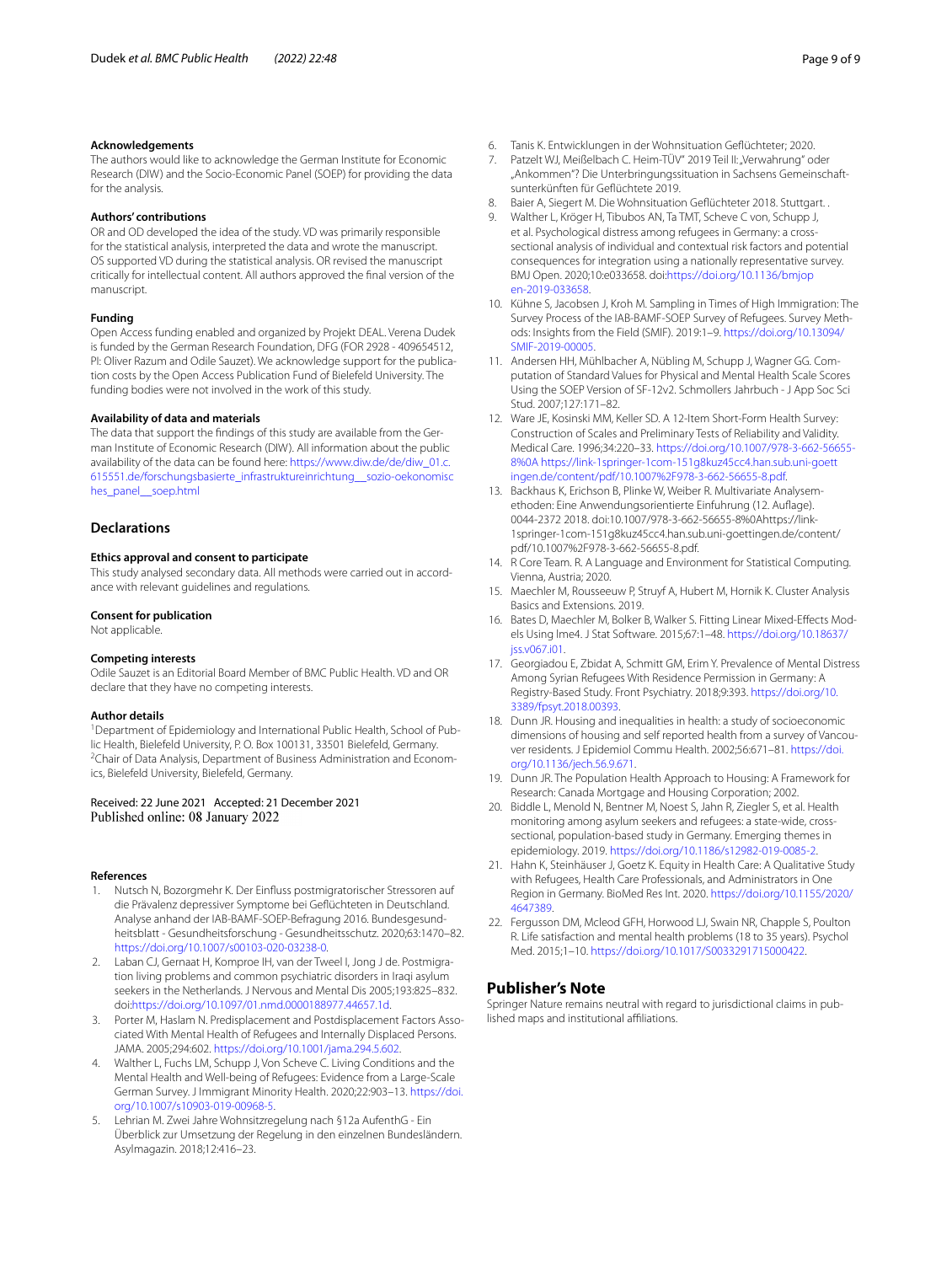#### Acknowledgements

The authors would like to acknowledge the German Institute for Economic Research (DIW) and the Socio-Economic Panel (SOEP) for providing the data for the analysis.

#### Authors' contributions

OR and OD developed the idea of the study. VD was primarily responsible for the statistical analysis, interpreted the data and wrote the manuscript. OS supported VD during the statistical analysis. OR revised the manuscript critically for intellectual content. All authors approved the final version of the manuscript.

#### Funding

Open Access funding enabled and organized by Projekt DEAL. Verena Dudek is funded by the German Research Foundation, DFG (FOR 2928 - 409654152, PI: Oliver Razum and Odile Sauzet). We acknowledge support for the publication costs by the Open Access Publication Fund of Bielefeld University. The funding bodies were not involved in the work of this study.

#### Availability of data and materials

The data that support the findings of this study are available from the German Institute of Economic Research (DIW). All information about the public availability of the data can be found here: https://www.diw.de/de/diw_01.c.615551.de/forschungsbasierte_infrastruktureinrichtung__sozio-oekonomisches_panel__soep.html

## Declarations

#### Ethics approval and consent to participate

This study analysed secondary data. All methods were carried out in accordance with relevant guidelines and regulations.

#### Consent for publication

Not applicable.

#### Competing interests

Odile Sauzet is an Editorial Board Member of BMC Public Health. VD and OR declare that they have no competing interests.

#### Author details

[1]Department of Epidemiology and International Public Health, School of Public Health, Bielefeld University, P. O. Box 100131, 33501 Bielefeld, Germany. [2]Chair of Data Analysis, Department of Business Administration and Economics, Bielefeld University, Bielefeld, Germany.

Received: 22 June 2021 Accepted: 21 December 2021
Published online: 08 January 2022

#### References

1. Nutsch N, Bozorgmehr K. Der Einfluss postmigratorischer Stressoren auf die Prävalenz depressiver Symptome bei Geflüchteten in Deutschland. Analyse anhand der IAB-BAMF-SOEP-Befragung 2016. Bundesgesundheitsblatt - Gesundheitsforschung - Gesundheitsschutz. 2020;63:1470–82. https://doi.org/10.1007/s00103-020-03238-0.
2. Laban CJ, Gernaat H, Komproe IH, van der Tweel I, Jong J de. Postmigration living problems and common psychiatric disorders in Iraqi asylum seekers in the Netherlands. J Nervous and Mental Dis 2005;193:825–832. doi:https://doi.org/10.1097/01.nmd.0000188977.44657.1d.
3. Porter M, Haslam N. Predisplacement and Postdisplacement Factors Associated With Mental Health of Refugees and Internally Displaced Persons. JAMA. 2005;294:602. https://doi.org/10.1001/jama.294.5.602.
4. Walther L, Fuchs LM, Schupp J, Von Scheve C. Living Conditions and the Mental Health and Well-being of Refugees: Evidence from a Large-Scale German Survey. J Immigrant Minority Health. 2020;22:903–13. https://doi.org/10.1007/s10903-019-00968-5.
5. Lehrian M. Zwei Jahre Wohnsitzregelung nach §12a AufenthG - Ein Überblick zur Umsetzung der Regelung in den einzelnen Bundesländern. Asylmagazin. 2018;12:416–23.
6. Tanis K. Entwicklungen in der Wohnsituation Geflüchteter; 2020.
7. Patzelt WJ, Meißelbach C. Heim-TÜV" 2019 Teil II: „Verwahrung" oder „Ankommen"? Die Unterbringungssituation in Sachsens Gemeinschaftsunterkünften für Geflüchtete 2019.
8. Baier A, Siegert M. Die Wohnsituation Geflüchteter 2018. Stuttgart. .
9. Walther L, Kröger H, Tibubos AN, Ta TMT, Scheve C von, Schupp J, et al. Psychological distress among refugees in Germany: a cross-sectional analysis of individual and contextual risk factors and potential consequences for integration using a nationally representative survey. BMJ Open. 2020;10:e033658. doi:https://doi.org/10.1136/bmjopen-2019-033658.
10. Kühne S, Jacobsen J, Kroh M. Sampling in Times of High Immigration: The Survey Process of the IAB-BAMF-SOEP Survey of Refugees. Survey Methods: Insights from the Field (SMIF). 2019:1–9. https://doi.org/10.13094/SMIF-2019-00005.
11. Andersen HH, Mühlbacher A, Nübling M, Schupp J, Wagner GG. Computation of Standard Values for Physical and Mental Health Scale Scores Using the SOEP Version of SF-12v2. Schmollers Jahrbuch - J App Soc Sci Stud. 2007;127:171–82.
12. Ware JE, Kosinski MM, Keller SD. A 12-Item Short-Form Health Survey: Construction of Scales and Preliminary Tests of Reliability and Validity. Medical Care. 1996;34:220–33. https://doi.org/10.1007/978-3-662-56655-8%0A https://link-1springer-1com-151g8kuz45cc4.han.sub.uni-goettingen.de/content/pdf/10.1007%2F978-3-662-56655-8.pdf.
13. Backhaus K, Erichson B, Plinke W, Weiber R. Multivariate Analysemethoden: Eine Anwendungsorientierte Einfuhrung (12. Auflage). 0044-2372 2018. doi:10.1007/978-3-662-56655-8%0Ahttps://link-1springer-1com-151g8kuz45cc4.han.sub.uni-goettingen.de/content/pdf/10.1007%2F978-3-662-56655-8.pdf.
14. R Core Team. R. A Language and Environment for Statistical Computing. Vienna, Austria; 2020.
15. Maechler M, Rousseeuw P, Struyf A, Hubert M, Hornik K. Cluster Analysis Basics and Extensions. 2019.
16. Bates D, Maechler M, Bolker B, Walker S. Fitting Linear Mixed-Effects Models Using lme4. J Stat Software. 2015;67:1–48. https://doi.org/10.18637/jss.v067.i01.
17. Georgiadou E, Zbidat A, Schmitt GM, Erim Y. Prevalence of Mental Distress Among Syrian Refugees With Residence Permission in Germany: A Registry-Based Study. Front Psychiatry. 2018;9:393. https://doi.org/10.3389/fpsyt.2018.00393.
18. Dunn JR. Housing and inequalities in health: a study of socioeconomic dimensions of housing and self reported health from a survey of Vancouver residents. J Epidemiol Commu Health. 2002;56:671–81. https://doi.org/10.1136/jech.56.9.671.
19. Dunn JR. The Population Health Approach to Housing: A Framework for Research: Canada Mortgage and Housing Corporation; 2002.
20. Biddle L, Menold N, Bentner M, Noest S, Jahn R, Ziegler S, et al. Health monitoring among asylum seekers and refugees: a state-wide, cross-sectional, population-based study in Germany. Emerging themes in epidemiology. 2019. https://doi.org/10.1186/s12982-019-0085-2.
21. Hahn K, Steinhäuser J, Goetz K. Equity in Health Care: A Qualitative Study with Refugees, Health Care Professionals, and Administrators in One Region in Germany. BioMed Res Int. 2020. https://doi.org/10.1155/2020/4647389.
22. Fergusson DM, Mcleod GFH, Horwood LJ, Swain NR, Chapple S, Poulton R. Life satisfaction and mental health problems (18 to 35 years). Psychol Med. 2015;1–10. https://doi.org/10.1017/S0033291715000422.

## Publisher's Note

Springer Nature remains neutral with regard to jurisdictional claims in published maps and institutional affiliations.